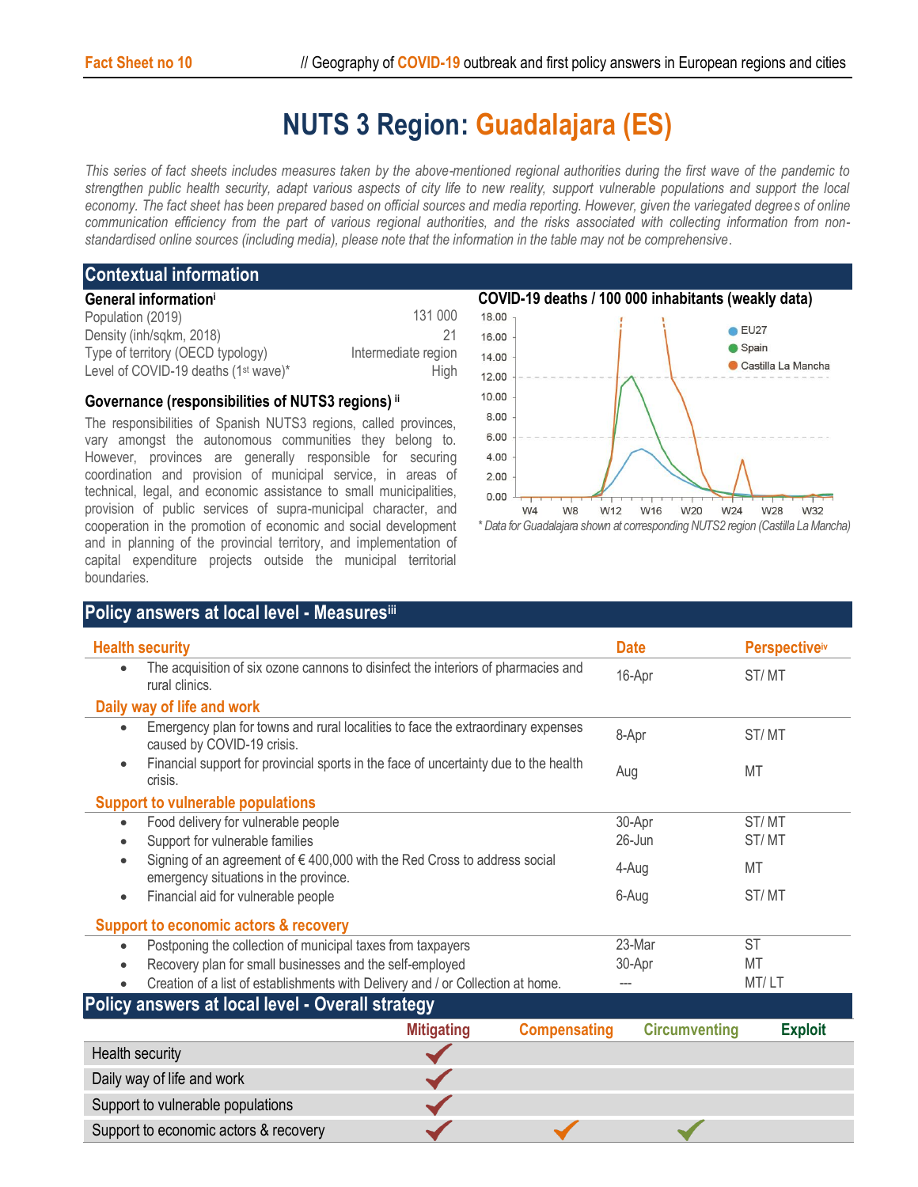# NUTS 3 Region: Guadalajara (ES)

*This series of fact sheets includes measures taken by the above-mentioned regional authorities during the first wave of the pandemic to strengthen public health security, adapt various aspects of city life to new reality, support vulnerable populations and support the local economy. The fact sheet has been prepared based on official sources and media reporting. However, given the variegated degrees of online communication efficiency from the part of various regional authorities, and the risks associated with collecting information from non-standardised online sources (including media), please note that the information in the table may not be comprehensive.*

## Contextual information

### General information[i]

| | |
|---|---|
| Population (2019) | 131 000 |
| Density (inh/sqkm, 2018) | 21 |
| Type of territory (OECD typology) | Intermediate region |
| Level of COVID-19 deaths (1st wave)* | High |

### Governance (responsibilities of NUTS3 regions)[ii]

The responsibilities of Spanish NUTS3 regions, called provinces, vary amongst the autonomous communities they belong to. However, provinces are generally responsible for securing coordination and provision of municipal service, in areas of technical, legal, and economic assistance to small municipalities, provision of public services of supra-municipal character, and cooperation in the promotion of economic and social development and in planning of the provincial territory, and implementation of capital expenditure projects outside the municipal territorial boundaries.

### COVID-19 deaths / 100 000 inhabitants (weakly data)

*\* Data for Guadalajara shown at corresponding NUTS2 region (Castilla La Mancha)*

## Policy answers at local level - Measures[iii]

| Health security | Date | Perspective[iv] |
|---|---|---|
| • The acquisition of six ozone cannons to disinfect the interiors of pharmacies and rural clinics. | 16-Apr | ST/ MT |
| **Daily way of life and work** | | |
| • Emergency plan for towns and rural localities to face the extraordinary expenses caused by COVID-19 crisis. | 8-Apr | ST/ MT |
| • Financial support for provincial sports in the face of uncertainty due to the health crisis. | Aug | MT |
| **Support to vulnerable populations** | | |
| • Food delivery for vulnerable people | 30-Apr | ST/ MT |
| • Support for vulnerable families | 26-Jun | ST/ MT |
| • Signing of an agreement of € 400,000 with the Red Cross to address social emergency situations in the province. | 4-Aug | MT |
| • Financial aid for vulnerable people | 6-Aug | ST/ MT |
| **Support to economic actors & recovery** | | |
| • Postponing the collection of municipal taxes from taxpayers | 23-Mar | ST |
| • Recovery plan for small businesses and the self-employed | 30-Apr | MT |
| • Creation of a list of establishments with Delivery and / or Collection at home. | --- | MT/ LT |

## Policy answers at local level - Overall strategy

| | Mitigating | Compensating | Circumventing | Exploit |
|---|---|---|---|---|
| Health security | ✓ | | | |
| Daily way of life and work | ✓ | | | |
| Support to vulnerable populations | ✓ | | | |
| Support to economic actors & recovery | ✓ | ✓ | ✓ | |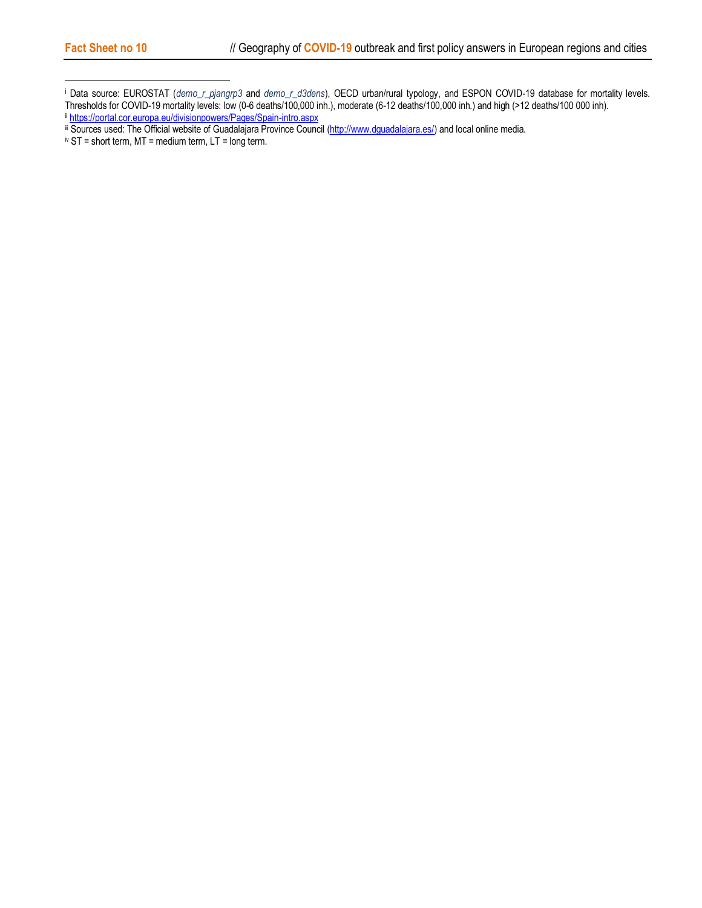[i] Data source: EUROSTAT (*demo_r_pjangrp3* and *demo_r_d3dens*), OECD urban/rural typology, and ESPON COVID-19 database for mortality levels. Thresholds for COVID-19 mortality levels: low (0-6 deaths/100,000 inh.), moderate (6-12 deaths/100,000 inh.) and high (>12 deaths/100 000 inh).

[ii] https://portal.cor.europa.eu/divisionpowers/Pages/Spain-intro.aspx

[iii] Sources used: The Official website of Guadalajara Province Council (http://www.dguadalajara.es/) and local online media.

[iv] ST = short term, MT = medium term, LT = long term.